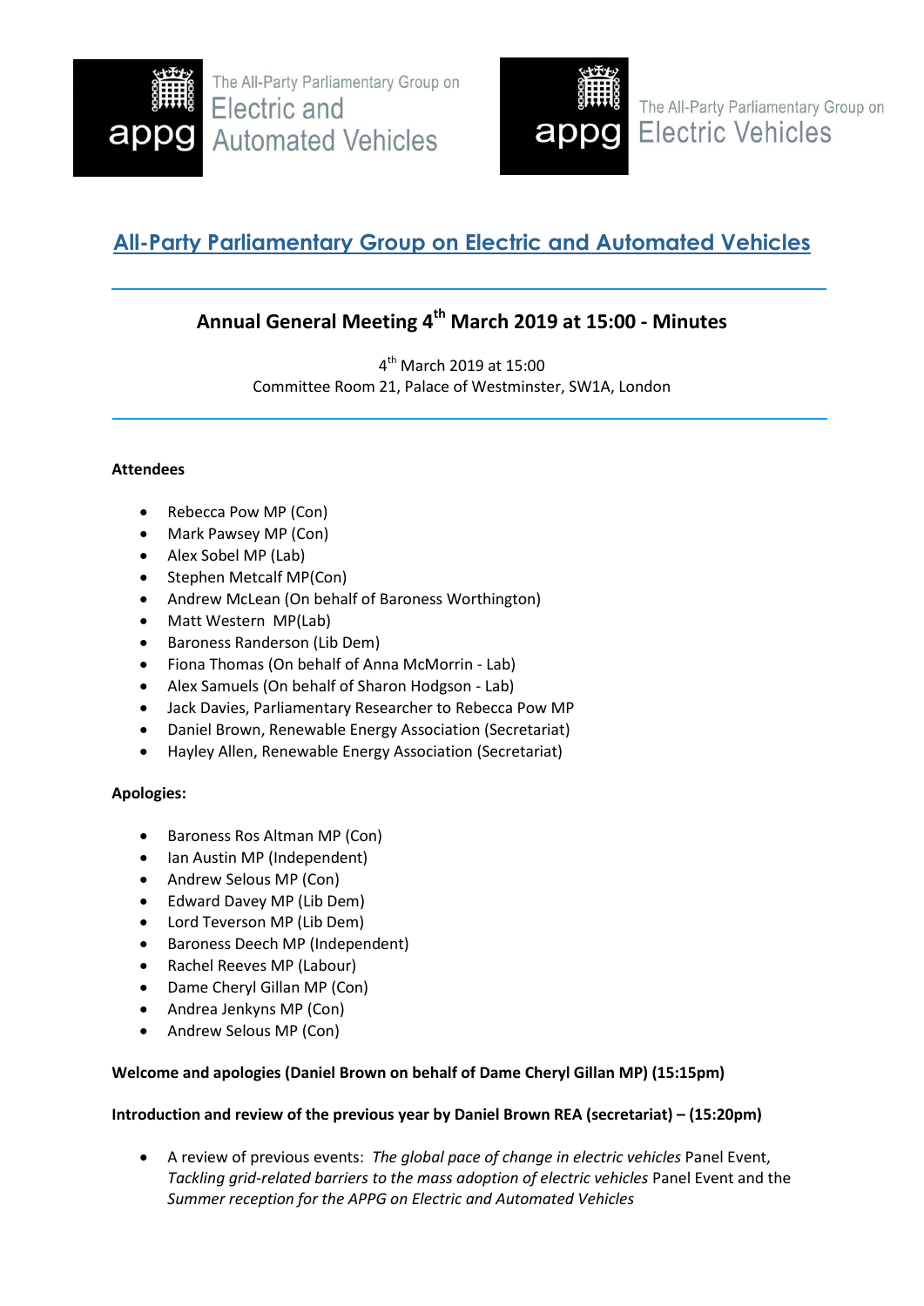The All-Party Parliamentary Group on Electric and Automated Vehicles

The All-Party Parliamentary Group on Electric Vehicles

# All-Party Parliamentary Group on Electric and Automated Vehicles

## Annual General Meeting 4th March 2019 at 15:00 - Minutes

4th March 2019 at 15:00
Committee Room 21, Palace of Westminster, SW1A, London

**Attendees**

- Rebecca Pow MP (Con)
- Mark Pawsey MP (Con)
- Alex Sobel MP (Lab)
- Stephen Metcalf MP(Con)
- Andrew McLean (On behalf of Baroness Worthington)
- Matt Western  MP(Lab)
- Baroness Randerson (Lib Dem)
- Fiona Thomas (On behalf of Anna McMorrin - Lab)
- Alex Samuels (On behalf of Sharon Hodgson - Lab)
- Jack Davies, Parliamentary Researcher to Rebecca Pow MP
- Daniel Brown, Renewable Energy Association (Secretariat)
- Hayley Allen, Renewable Energy Association (Secretariat)

**Apologies:**

- Baroness Ros Altman MP (Con)
- Ian Austin MP (Independent)
- Andrew Selous MP (Con)
- Edward Davey MP (Lib Dem)
- Lord Teverson MP (Lib Dem)
- Baroness Deech MP (Independent)
- Rachel Reeves MP (Labour)
- Dame Cheryl Gillan MP (Con)
- Andrea Jenkyns MP (Con)
- Andrew Selous MP (Con)

**Welcome and apologies (Daniel Brown on behalf of Dame Cheryl Gillan MP) (15:15pm)**

**Introduction and review of the previous year by Daniel Brown REA (secretariat) – (15:20pm)**

- A review of previous events: *The global pace of change in electric vehicles* Panel Event, *Tackling grid-related barriers to the mass adoption of electric vehicles* Panel Event and the *Summer reception for the APPG on Electric and Automated Vehicles*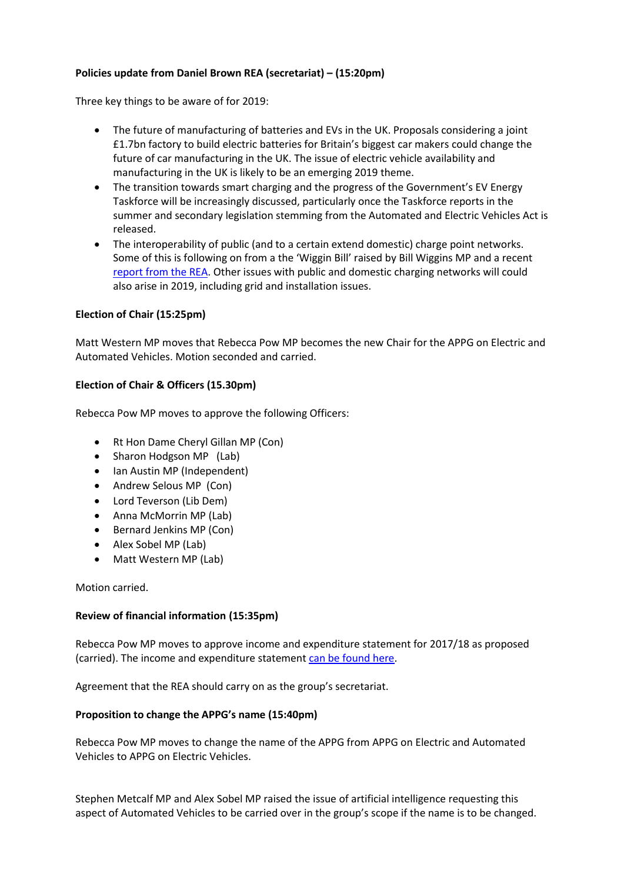**Policies update from Daniel Brown REA (secretariat) – (15:20pm)**

Three key things to be aware of for 2019:

- The future of manufacturing of batteries and EVs in the UK. Proposals considering a joint £1.7bn factory to build electric batteries for Britain's biggest car makers could change the future of car manufacturing in the UK. The issue of electric vehicle availability and manufacturing in the UK is likely to be an emerging 2019 theme.
- The transition towards smart charging and the progress of the Government's EV Energy Taskforce will be increasingly discussed, particularly once the Taskforce reports in the summer and secondary legislation stemming from the Automated and Electric Vehicles Act is released.
- The interoperability of public (and to a certain extend domestic) charge point networks. Some of this is following on from a the 'Wiggin Bill' raised by Bill Wiggins MP and a recent report from the REA. Other issues with public and domestic charging networks will could also arise in 2019, including grid and installation issues.

**Election of Chair (15:25pm)**

Matt Western MP moves that Rebecca Pow MP becomes the new Chair for the APPG on Electric and Automated Vehicles. Motion seconded and carried.

**Election of Chair & Officers (15.30pm)**

Rebecca Pow MP moves to approve the following Officers:

- Rt Hon Dame Cheryl Gillan MP (Con)
- Sharon Hodgson MP (Lab)
- Ian Austin MP (Independent)
- Andrew Selous MP (Con)
- Lord Teverson (Lib Dem)
- Anna McMorrin MP (Lab)
- Bernard Jenkins MP (Con)
- Alex Sobel MP (Lab)
- Matt Western MP (Lab)

Motion carried.

**Review of financial information (15:35pm)**

Rebecca Pow MP moves to approve income and expenditure statement for 2017/18 as proposed (carried). The income and expenditure statement can be found here.

Agreement that the REA should carry on as the group's secretariat.

**Proposition to change the APPG's name (15:40pm)**

Rebecca Pow MP moves to change the name of the APPG from APPG on Electric and Automated Vehicles to APPG on Electric Vehicles.

Stephen Metcalf MP and Alex Sobel MP raised the issue of artificial intelligence requesting this aspect of Automated Vehicles to be carried over in the group's scope if the name is to be changed.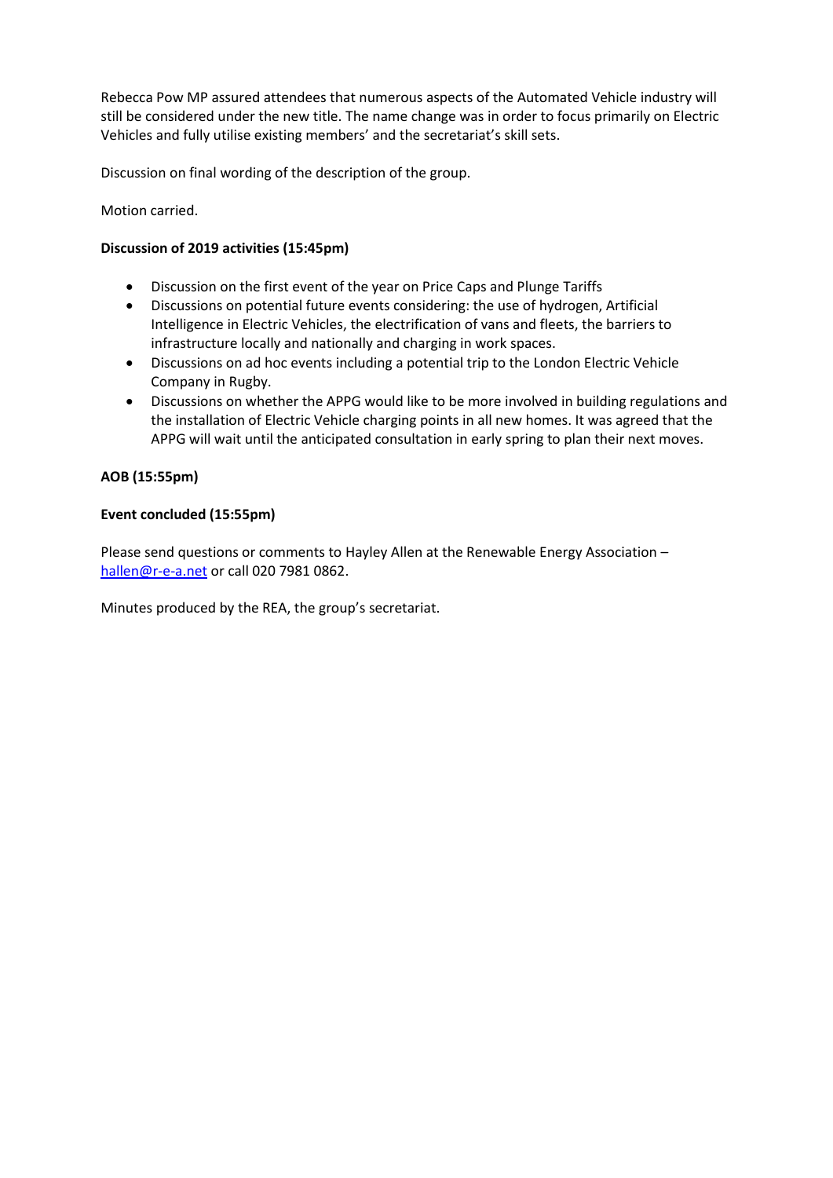Rebecca Pow MP assured attendees that numerous aspects of the Automated Vehicle industry will still be considered under the new title. The name change was in order to focus primarily on Electric Vehicles and fully utilise existing members' and the secretariat's skill sets.

Discussion on final wording of the description of the group.

Motion carried.

**Discussion of 2019 activities (15:45pm)**

- Discussion on the first event of the year on Price Caps and Plunge Tariffs
- Discussions on potential future events considering: the use of hydrogen, Artificial Intelligence in Electric Vehicles, the electrification of vans and fleets, the barriers to infrastructure locally and nationally and charging in work spaces.
- Discussions on ad hoc events including a potential trip to the London Electric Vehicle Company in Rugby.
- Discussions on whether the APPG would like to be more involved in building regulations and the installation of Electric Vehicle charging points in all new homes. It was agreed that the APPG will wait until the anticipated consultation in early spring to plan their next moves.

**AOB (15:55pm)**

**Event concluded (15:55pm)**

Please send questions or comments to Hayley Allen at the Renewable Energy Association – hallen@r-e-a.net or call 020 7981 0862.

Minutes produced by the REA, the group's secretariat.